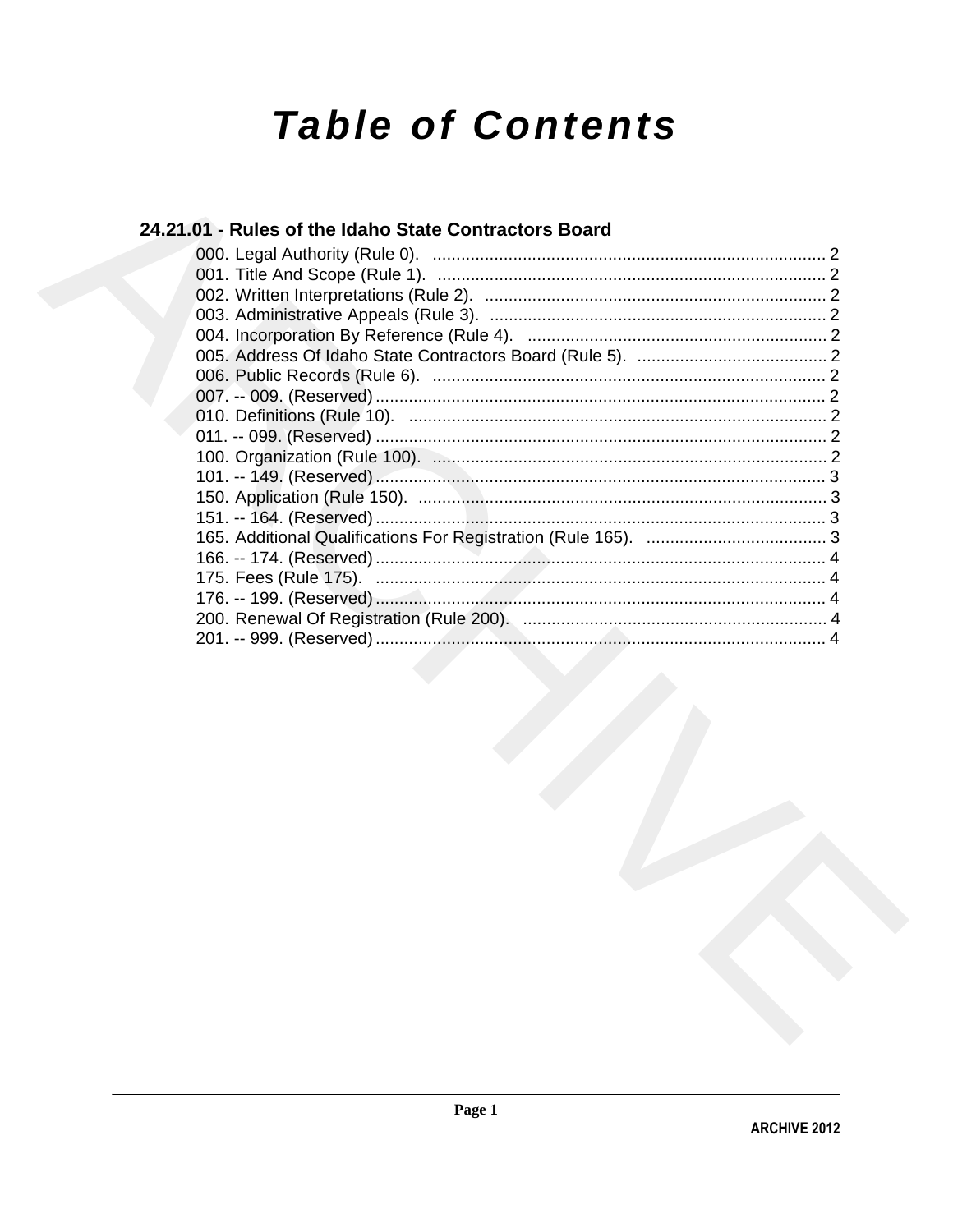# Table of Contents

## 24.21.01 - Rules of the Idaho State Contractors Board

000. Legal Authority (Rule 0). .................................................................................. 2
001. Title And Scope (Rule 1). .................................................................................. 2
002. Written Interpretations (Rule 2). ........................................................................ 2
003. Administrative Appeals (Rule 3). ....................................................................... 2
004. Incorporation By Reference (Rule 4). ............................................................... 2
005. Address Of Idaho State Contractors Board (Rule 5). ........................................ 2
006. Public Records (Rule 6). ................................................................................... 2
007. -- 009. (Reserved) ............................................................................................... 2
010. Definitions (Rule 10). ........................................................................................ 2
011. -- 099. (Reserved) ............................................................................................... 2
100. Organization (Rule 100). ................................................................................... 2
101. -- 149. (Reserved) ............................................................................................... 3
150. Application (Rule 150). ...................................................................................... 3
151. -- 164. (Reserved) ............................................................................................... 3
165. Additional Qualifications For Registration (Rule 165). ...................................... 3
166. -- 174. (Reserved) ............................................................................................... 4
175. Fees (Rule 175). ............................................................................................... 4
176. -- 199. (Reserved) ............................................................................................... 4
200. Renewal Of Registration (Rule 200). ................................................................ 4
201. -- 999. (Reserved) ............................................................................................... 4

ARCHIVE 2012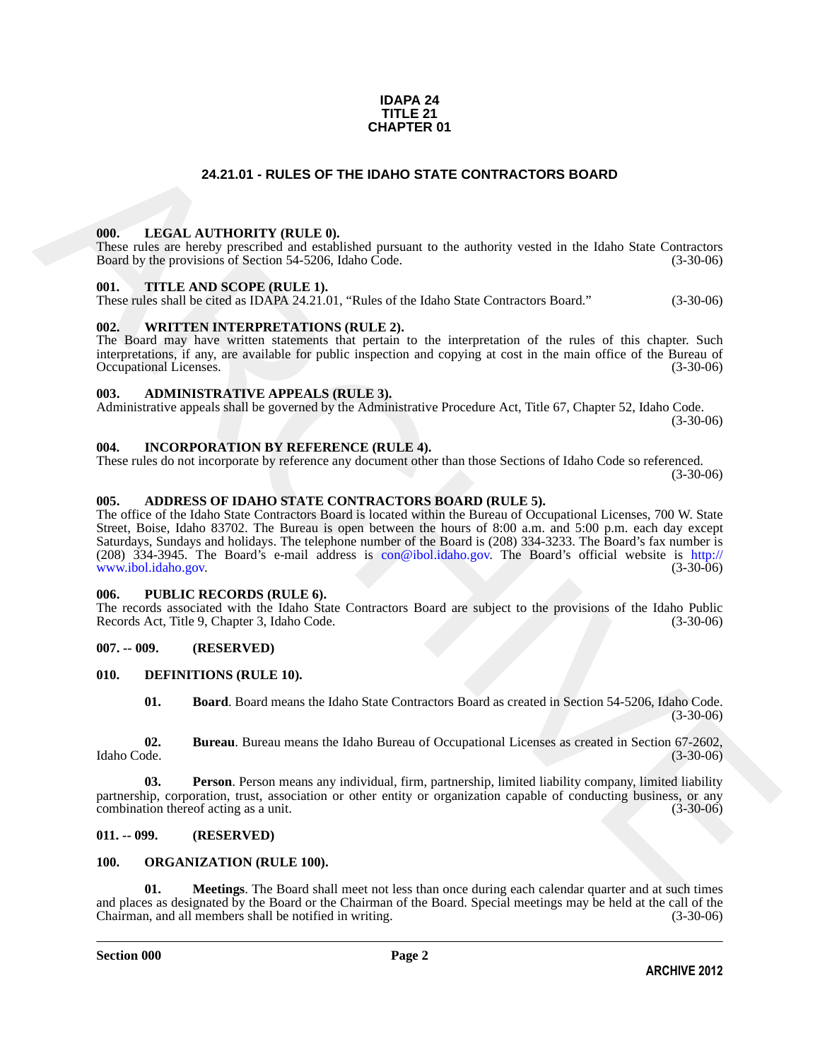**IDAPA 24**
**TITLE 21**
**CHAPTER 01**

# 24.21.01 - RULES OF THE IDAHO STATE CONTRACTORS BOARD

### 000. LEGAL AUTHORITY (RULE 0).
These rules are hereby prescribed and established pursuant to the authority vested in the Idaho State Contractors Board by the provisions of Section 54-5206, Idaho Code. (3-30-06)

### 001. TITLE AND SCOPE (RULE 1).
These rules shall be cited as IDAPA 24.21.01, "Rules of the Idaho State Contractors Board." (3-30-06)

### 002. WRITTEN INTERPRETATIONS (RULE 2).
The Board may have written statements that pertain to the interpretation of the rules of this chapter. Such interpretations, if any, are available for public inspection and copying at cost in the main office of the Bureau of Occupational Licenses. (3-30-06)

### 003. ADMINISTRATIVE APPEALS (RULE 3).
Administrative appeals shall be governed by the Administrative Procedure Act, Title 67, Chapter 52, Idaho Code. (3-30-06)

### 004. INCORPORATION BY REFERENCE (RULE 4).
These rules do not incorporate by reference any document other than those Sections of Idaho Code so referenced. (3-30-06)

### 005. ADDRESS OF IDAHO STATE CONTRACTORS BOARD (RULE 5).
The office of the Idaho State Contractors Board is located within the Bureau of Occupational Licenses, 700 W. State Street, Boise, Idaho 83702. The Bureau is open between the hours of 8:00 a.m. and 5:00 p.m. each day except Saturdays, Sundays and holidays. The telephone number of the Board is (208) 334-3233. The Board's fax number is (208) 334-3945. The Board's e-mail address is con@ibol.idaho.gov. The Board's official website is http://www.ibol.idaho.gov. (3-30-06)

### 006. PUBLIC RECORDS (RULE 6).
The records associated with the Idaho State Contractors Board are subject to the provisions of the Idaho Public Records Act, Title 9, Chapter 3, Idaho Code. (3-30-06)

### 007. -- 009. (RESERVED)

### 010. DEFINITIONS (RULE 10).

**01. Board**. Board means the Idaho State Contractors Board as created in Section 54-5206, Idaho Code. (3-30-06)

**02. Bureau**. Bureau means the Idaho Bureau of Occupational Licenses as created in Section 67-2602, Idaho Code. (3-30-06)

**03. Person**. Person means any individual, firm, partnership, limited liability company, limited liability partnership, corporation, trust, association or other entity or organization capable of conducting business, or any combination thereof acting as a unit. (3-30-06)

### 011. -- 099. (RESERVED)

### 100. ORGANIZATION (RULE 100).

**01. Meetings**. The Board shall meet not less than once during each calendar quarter and at such times and places as designated by the Board or the Chairman of the Board. Special meetings may be held at the call of the Chairman, and all members shall be notified in writing. (3-30-06)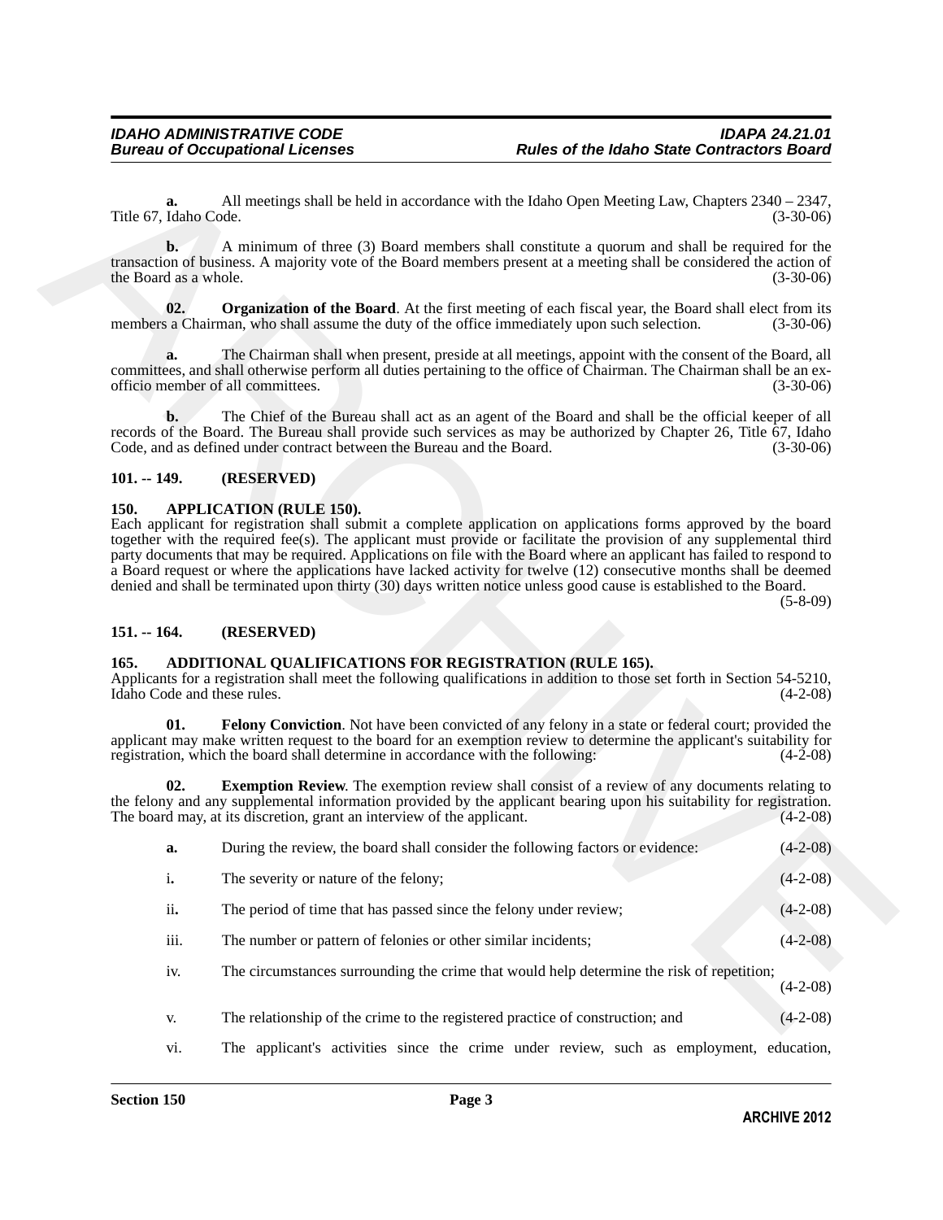**a.** All meetings shall be held in accordance with the Idaho Open Meeting Law, Chapters 2340 – 2347, Title 67, Idaho Code. (3-30-06)

**b.** A minimum of three (3) Board members shall constitute a quorum and shall be required for the transaction of business. A majority vote of the Board members present at a meeting shall be considered the action of the Board as a whole. (3-30-06)

**02. Organization of the Board**. At the first meeting of each fiscal year, the Board shall elect from its members a Chairman, who shall assume the duty of the office immediately upon such selection. (3-30-06)

**a.** The Chairman shall when present, preside at all meetings, appoint with the consent of the Board, all committees, and shall otherwise perform all duties pertaining to the office of Chairman. The Chairman shall be an ex-officio member of all committees. (3-30-06)

**b.** The Chief of the Bureau shall act as an agent of the Board and shall be the official keeper of all records of the Board. The Bureau shall provide such services as may be authorized by Chapter 26, Title 67, Idaho Code, and as defined under contract between the Bureau and the Board. (3-30-06)

### 101. -- 149. (RESERVED)

### 150. APPLICATION (RULE 150).

Each applicant for registration shall submit a complete application on applications forms approved by the board together with the required fee(s). The applicant must provide or facilitate the provision of any supplemental third party documents that may be required. Applications on file with the Board where an applicant has failed to respond to a Board request or where the applications have lacked activity for twelve (12) consecutive months shall be deemed denied and shall be terminated upon thirty (30) days written notice unless good cause is established to the Board. (5-8-09)

### 151. -- 164. (RESERVED)

### 165. ADDITIONAL QUALIFICATIONS FOR REGISTRATION (RULE 165).

Applicants for a registration shall meet the following qualifications in addition to those set forth in Section 54-5210, Idaho Code and these rules. (4-2-08)

**01. Felony Conviction**. Not have been convicted of any felony in a state or federal court; provided the applicant may make written request to the board for an exemption review to determine the applicant's suitability for registration, which the board shall determine in accordance with the following: (4-2-08)

**02. Exemption Review**. The exemption review shall consist of a review of any documents relating to the felony and any supplemental information provided by the applicant bearing upon his suitability for registration. The board may, at its discretion, grant an interview of the applicant. (4-2-08)

**a.** During the review, the board shall consider the following factors or evidence: (4-2-08)

i**.** The severity or nature of the felony; (4-2-08)

ii**.** The period of time that has passed since the felony under review; (4-2-08)

iii. The number or pattern of felonies or other similar incidents; (4-2-08)

iv. The circumstances surrounding the crime that would help determine the risk of repetition; (4-2-08)

v. The relationship of the crime to the registered practice of construction; and (4-2-08)

vi. The applicant's activities since the crime under review, such as employment, education,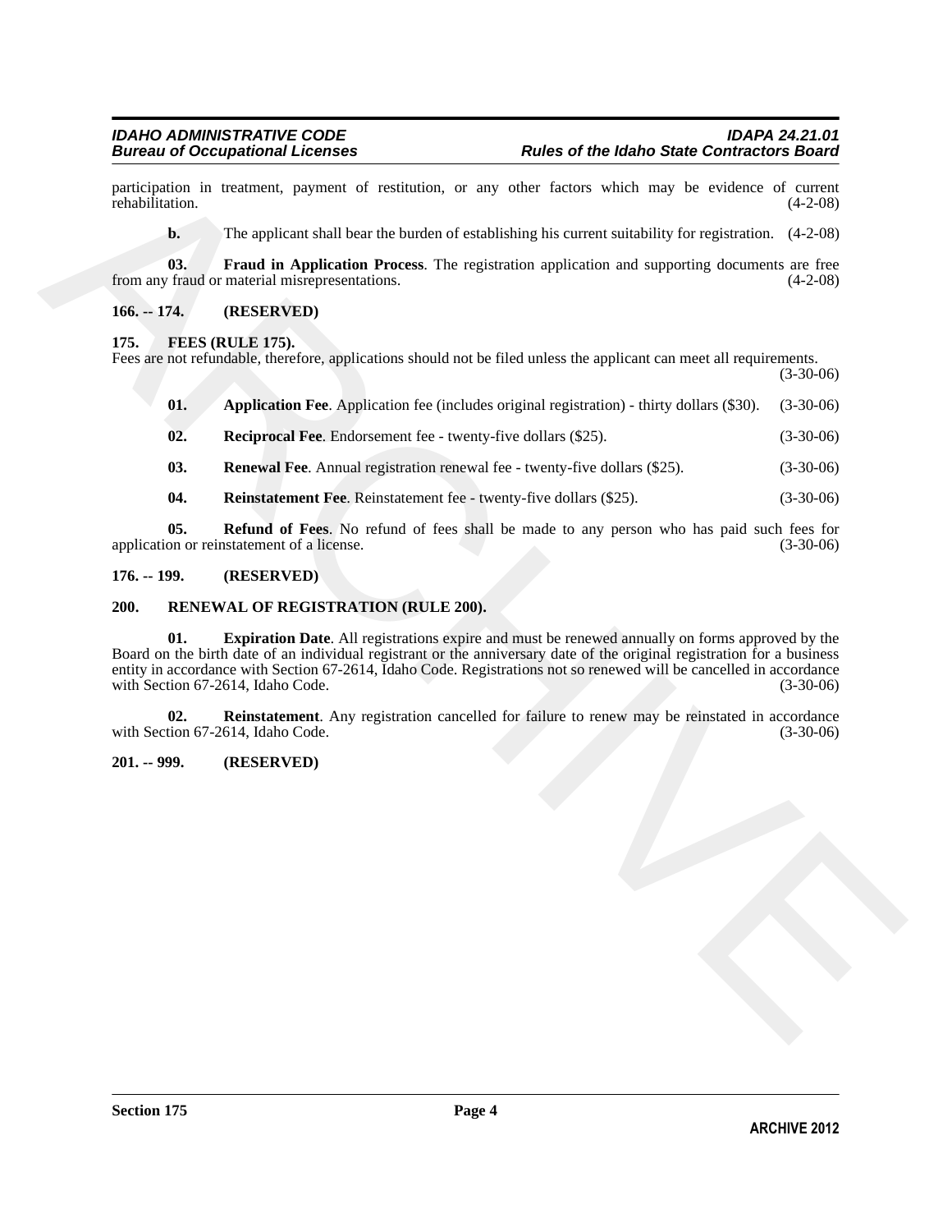participation in treatment, payment of restitution, or any other factors which may be evidence of current rehabilitation. (4-2-08)

**b.** The applicant shall bear the burden of establishing his current suitability for registration. (4-2-08)

**03. Fraud in Application Process**. The registration application and supporting documents are free from any fraud or material misrepresentations. (4-2-08)

**166. -- 174. (RESERVED)**

**175. FEES (RULE 175).**

Fees are not refundable, therefore, applications should not be filed unless the applicant can meet all requirements. (3-30-06)

**01. Application Fee**. Application fee (includes original registration) - thirty dollars ($30). (3-30-06)

**02. Reciprocal Fee**. Endorsement fee - twenty-five dollars ($25). (3-30-06)

**03. Renewal Fee**. Annual registration renewal fee - twenty-five dollars ($25). (3-30-06)

**04. Reinstatement Fee**. Reinstatement fee - twenty-five dollars ($25). (3-30-06)

**05. Refund of Fees**. No refund of fees shall be made to any person who has paid such fees for application or reinstatement of a license. (3-30-06)

**176. -- 199. (RESERVED)**

**200. RENEWAL OF REGISTRATION (RULE 200).**

**01. Expiration Date**. All registrations expire and must be renewed annually on forms approved by the Board on the birth date of an individual registrant or the anniversary date of the original registration for a business entity in accordance with Section 67-2614, Idaho Code. Registrations not so renewed will be cancelled in accordance with Section 67-2614, Idaho Code. (3-30-06)

**02. Reinstatement**. Any registration cancelled for failure to renew may be reinstated in accordance with Section 67-2614, Idaho Code. (3-30-06)

**201. -- 999. (RESERVED)**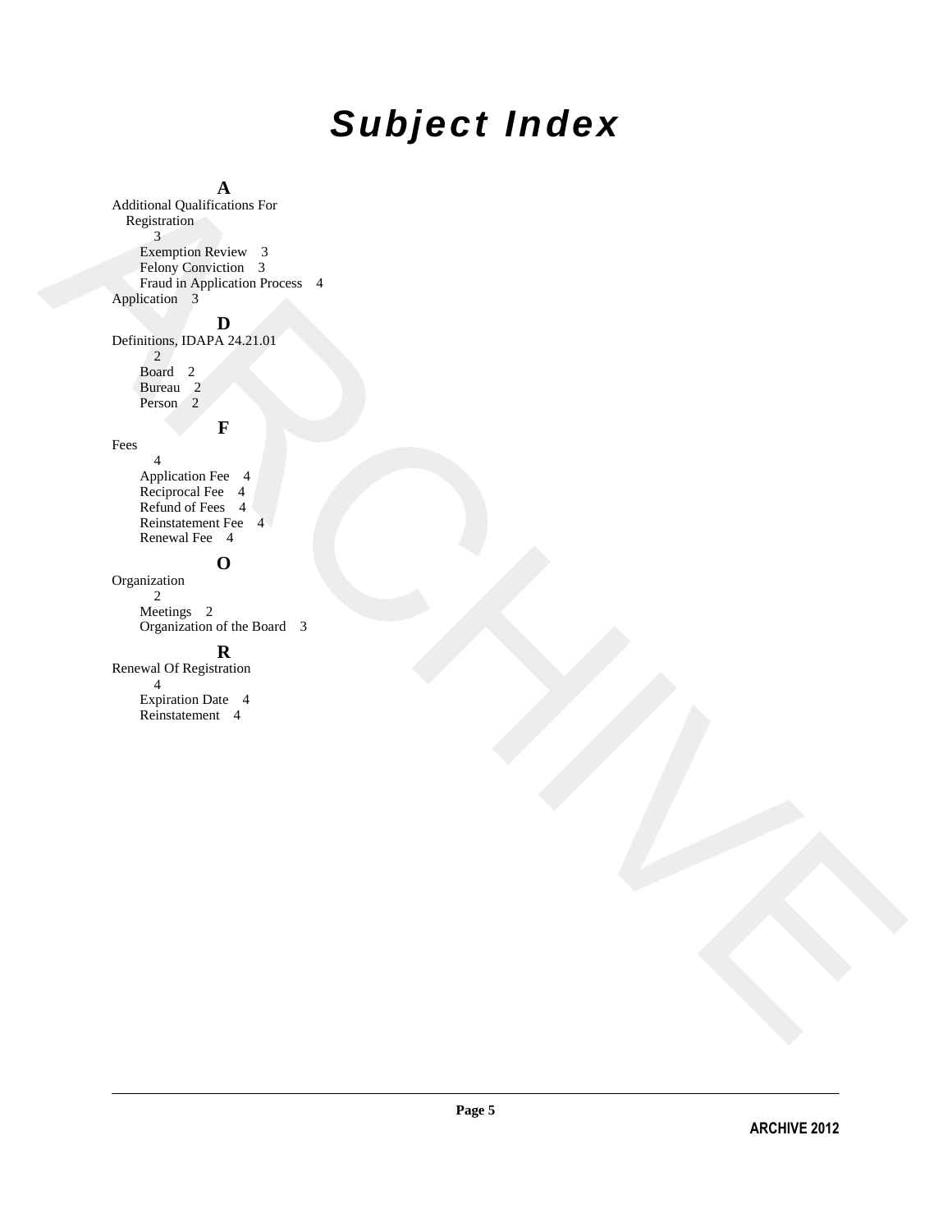# *Subject Index*

**A**

Additional Qualifications For Registration 3
- Exemption Review 3
- Felony Conviction 3
- Fraud in Application Process 4

Application 3

**D**

Definitions, IDAPA 24.21.01 2
- Board 2
- Bureau 2
- Person 2

**F**

Fees 4
- Application Fee 4
- Reciprocal Fee 4
- Refund of Fees 4
- Reinstatement Fee 4
- Renewal Fee 4

**O**

Organization 2
- Meetings 2
- Organization of the Board 3

**R**

Renewal Of Registration 4
- Expiration Date 4
- Reinstatement 4